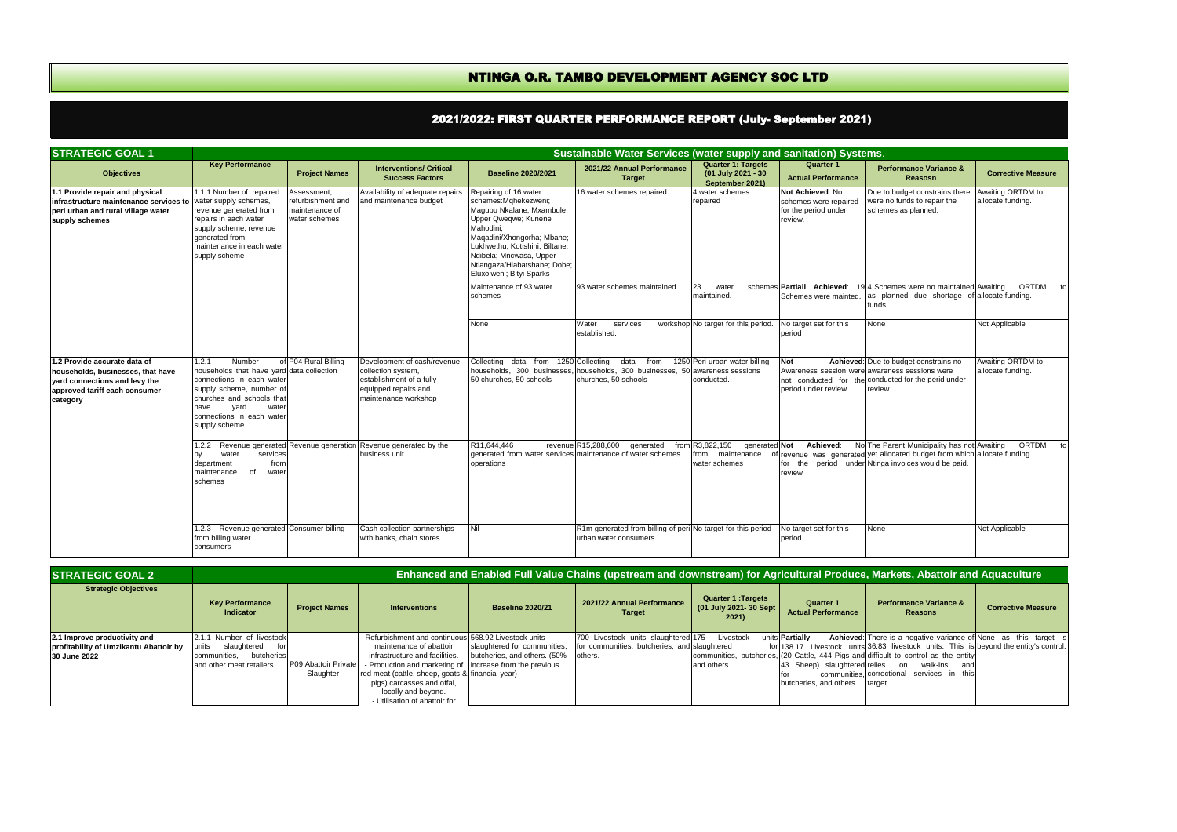# NTINGA O.R. TAMBO DEVELOPMENT AGENCY SOC LTD

## 2021/2022: FIRST QUARTER PERFORMANCE REPORT (July- September 2021)

| STRATEGIC GOAL 1 | Sustainable Water Services (water supply and sanitation) Systems. | | | | | | | | |
|---|---|---|---|---|---|---|---|---|---|
| **Objectives** | **Key Performance** | **Project Names** | **Interventions/ Critical Success Factors** | **Baseline 2020/2021** | **2021/22 Annual Performance Target** | **Quarter 1: Targets (01 July 2021 - 30 September 2021)** | **Quarter 1 Actual Performance** | **Performance Variance & Reasosn** | **Corrective Measure** |
| **1.1 Provide repair and physical infrastructure maintenance services to peri urban and rural village water supply schemes** | 1.1.1 Number of repaired water supply schemes, revenue generated from repairs in each water supply scheme, revenue generated from maintenance in each water supply scheme | Assessment, refurbishment and maintenance of water schemes | Availability of adequate repairs and maintenance budget | Repairing of 16 water schemes:Mqhekezweni; Magubu Nkalane; Mxambule; Upper Qweqwe; Kunene Mahodini; Maqadini/Xhongorha; Mbane; Lukhwethu; Kotishini; Biltane; Ndibela; Mncwasa, Upper Ntlangaza/Hlabatshane; Dobe; Eluxolweni; Bityi Sparks | 16 water schemes repaired | 4 water schemes repaired | **Not Achieved**: No schemes were repaired for the period under review. | Due to budget constrains there were no funds to repair the schemes as planned. | Awaiting ORTDM to allocate funding. |
| | | | | Maintenance of 93 water schemes | 93 water schemes maintained. | 23 water schemes maintained. | **Partiall Achieved**: 19 Schemes were mainted. | 4 Schemes were no maintained as planned due shortage of funds | Awaiting ORTDM to allocate funding. |
| | | | | None | Water services workshop established. | No target for this period. | No target set for this period | None | Not Applicable |
| **1.2 Provide accurate data of households, businesses, that have yard connections and levy the approved tariff each consumer category** | 1.2.1 Number of households that have yard connections in each water supply scheme, number of churches and schools that have yard water connections in each water supply scheme | P04 Rural Billing data collection | Development of cash/revenue collection system, establishment of a fully equipped repairs and maintenance workshop | Collecting data from 1250 households, 300 businesses, 50 churches, 50 schools | Collecting data from 1250 households, 300 businesses, 50 churches, 50 schools | Peri-urban water billing awareness sessions conducted. | **Not Achieved**: Awareness session were not conducted for the period under review. | Due to budget constrains no awareness sessions were conducted for the perid under review. | Awaiting ORTDM to allocate funding. |
| | 1.2.2 Revenue generated by water services department from maintenance of water schemes | Revenue generation | Revenue generated by the business unit | R11,644,446 revenue generated from water services operations | R15,288,600 generated from maintenance of water schemes | R3,822,150 generated from maintenance of water schemes | **Not Achieved**: No revenue was generated for the period under review | The Parent Municipality has not yet allocated budget from which Ntinga invoices would be paid. | Awaiting ORTDM to allocate funding. |
| | 1.2.3 Revenue generated from billing water consumers | Consumer billing | Cash collection partnerships with banks, chain stores | Nil | R1m generated from billing of peri-urban water consumers. | No target for this period | No target set for this period | None | Not Applicable |

| STRATEGIC GOAL 2 | Enhanced and Enabled Full Value Chains (upstream and downstream) for Agricultural Produce, Markets, Abattoir and Aquaculture | | | | | | | | |
|---|---|---|---|---|---|---|---|---|---|
| **Strategic Objectives** | **Key Performance Indicator** | **Project Names** | **Interventions** | **Baseline 2020/21** | **2021/22 Annual Performance Target** | **Quarter 1 :Targets (01 July 2021- 30 Sept 2021)** | **Quarter 1 Actual Performance** | **Performance Variance & Reasons** | **Corrective Measure** |
| **2.1 Improve productivity and profitability of Umzikantu Abattoir by 30 June 2022** | 2.1.1 Number of livestock units slaughtered for communities, butcheries and other meat retailers | P09 Abattoir Private Slaughter | - Refurbishment and continuous maintenance of abattoir infrastructure and facilities. - Production and marketing of red meat (cattle, sheep, goats & pigs) carcasses and offal, locally and beyond. - Utilisation of abattoir for | 568.92 Livestock units slaughtered for communities, butcheries, and others. (50% increase from the previous financial year) | 700 Livestock units slaughtered for communities, butcheries, and others. | 175 Livestock units slaughtered for communities, butcheries, and others. | **Partially Achieved**: 138.17 Livestock units (20 Cattle, 444 Pigs and 43 Sheep) slaughtered for communities, butcheries, and others. | There is a negative variance of 36.83 livestock units. This is difficult to control as the entity relies on walk-ins and correctional services in this target. | None as this target is beyond the entity's control. |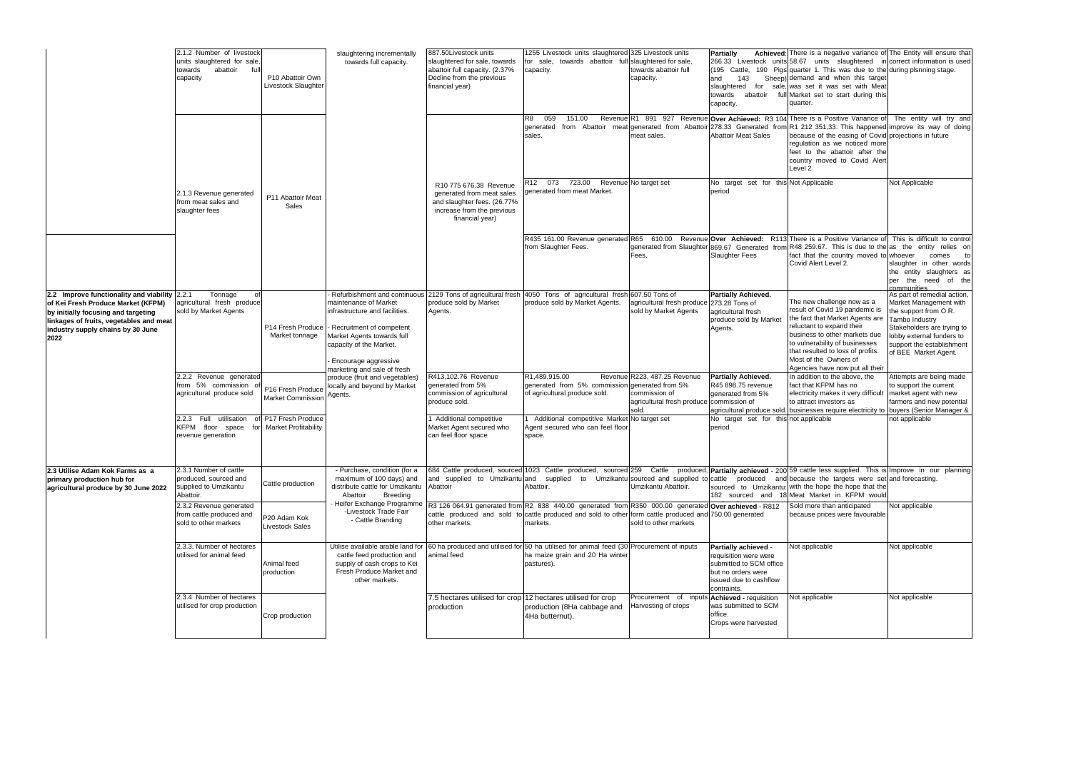| | | | | | | | | | |
|---|---|---|---|---|---|---|---|---|---|
| | 2.1.2 Number of livestock units slaughtered for sale, towards abattoir full capacity | P10 Abattoir Own Livestock Slaughter | slaughtering incrementally towards full capacity. | 887.50Livestock units slaughtered for sale, towards abattoir full capacity. (2.37% Decline from the previous financial year) | 1255 Livestock units slaughtered for sale, towards abattoir full capacity. | 325 Livestock units slaughtered for sale, towards abattoir full capacity. | **Partially Achieved**: 266.33 Livestock units (195 Cattle, 190 Pigs and 143 Sheep) slaughtered for sale, towards abattoir full capacity. | There is a negative variance of 58.67 units slaughtered in quarter 1. This was due to the demand and when this target was set it was set with Meat Market set to start during this quarter. | The Entity will ensure that correct information is used during plsnning stage. |
| | 2.1.3 Revenue generated from meat sales and slaughter fees | P11 Abattoir Meat Sales | | R10 775 676.38 Revenue generated from meat sales and slaughter fees. (26.77% increase from the previous financial year) | R8 059 151.00 Revenue generated from Abattoir meat sales. | R1 891 927 Revenue generated from Abattoir meat sales. | **Over Achieved:** R3 104 278.33 Generated from Abattoir Meat Sales | There is a Positive Variance of R1 212 351,33. This happened because of the easing of Covid regulation as we noticed more feet to the abattoir after the country moved to Covid Alert Level 2 | The entity will try and improve its way of doing projections in future |
| | | | | | R12 073 723.00 Revenue generated from meat Market. | No target set | No target set for this period | Not Applicable | Not Applicable |
| | | | | | R435 161.00 Revenue generated from Slaughter Fees. | R65 610.00 Revenue generated from Slaughter Fees. | **Over Achieved:** R113 869.67 Generated from Slaughter Fees | There is a Positive Variance of R48 259.67. This is due to the fact that the country moved to Covid Alert Level 2. | This is difficult to control as the entity relies on whoever comes to slaughter in other words the entity slaughters as per the need of the communities |
| **2.2 Improve functionality and viability of Kei Fresh Produce Market (KFPM) by initially focusing and targeting linkages of fruits, vegetables and meat industry supply chains by 30 June 2022** | 2.2.1 Tonnage of agricultural fresh produce sold by Market Agents | P14 Fresh Produce Market tonnage | - Refurbishment and continuous maintenance of Market infrastructure and facilities.<br>- Recruitment of competent Market Agents towards full capacity of the Market.<br>- Encourage aggressive marketing and sale of fresh produce (fruit and vegetables) locally and beyond by Market Agents. | 2129 Tons of agricultural fresh produce sold by Market Agents. | 4050 Tons of agricultural fresh produce sold by Market Agents. | 607.50 Tons of agricultural fresh produce sold by Market Agents | **Partially Achieved.** 273.28 Tons of agricultural fresh produce sold by Market Agents. | The new challenge now as a result of Covid 19 pandemic is the fact that Market Agents are reluctant to expand their business to other markets due to vulnerability of businesses that resulted to loss of profits. Most of the Owners of Agencies have now put all their | As part of remedial action, Market Management with the support from O.R. Tambo Industry Stakeholders are trying to lobby external funders to support the establishment of BEE Market Agent. |
| | 2.2.2 Revenue generated from 5% commission of agricultural produce sold | P16 Fresh Produce Market Commission | | R413,102.76 Revenue generated from 5% commission of agricultural produce sold. | R1,489,915.00 Revenue generated from 5% commission of agricultural produce sold. | R223, 487.25 Revenue generated from 5% commission of agricultural fresh produce sold. | **Partially Achieved.** R45 898.75 revenue generated from 5% commission of agricultural produce sold. | In addition to the above, the fact that KFPM has no electricity makes it very difficult to attract investors as businesses require electricity to | Attempts are being made to support the current market agent with new farmers and new potential buyers (Senior Manager & |
| | 2.2.3 Full utilisation of KFPM floor space for revenue generation | P17 Fresh Produce Market Profitability | | 1 Additional competitive Market Agent secured who can feel floor space | 1 Additional competitive Market Agent secured who can feel floor space. | No target set | No target set for this period | not applicable | not applicable |
| **2.3 Utilise Adam Kok Farms as a primary production hub for agricultural produce by 30 June 2022** | 2.3.1 Number of cattle produced, sourced and supplied to Umzikantu Abattoir. | Cattle production | - Purchase, condition (for a maximum of 100 days) and distribute cattle for Umzikantu Abattoir Breeding<br>- Heifer Exchange Programme<br>-Livestock Trade Fair<br>- Cattle Branding | 684 Cattle produced, sourced and supplied to Umzikantu Abattoir | 1023 Cattle produced, sourced and supplied to Umzikantu Abattoir. | 259 Cattle produced, sourced and supplied to Umzikantu Abattoir. | **Partially achieved** - 200 cattle produced and sourced to Umzikantu: 182 sourced and 18 | 59 cattle less supplied. This is because the targets were set with the hope the hope that the Meat Market in KFPM would | Improve in our planning and forecasting. |
| | 2.3.2 Revenue generated from cattle produced and sold to other markets | P20 Adam Kok Livestock Sales | | R3 126 064.91 generated from cattle produced and sold to other markets. | R2 838 440.00 generated from cattle produced and sold to other markets. | R350 000.00 generated form cattle produced and sold to other markets | **Over achieved** - R812 750.00 generated | Sold more than anticipated because prices were favourable | Not applicable |
| | 2.3.3. Number of hectares utilised for animal feed | Animal feed production | Utilise available arable land for cattle feed production and supply of cash crops to Kei Fresh Produce Market and other markets. | 60 ha produced and utilised for animal feed | 50 ha utilised for animal feed (30 ha maize grain and 20 Ha winter pastures). | Procurement of inputs | **Partially achieved** - requisition were were submitted to SCM office but no orders were issued due to cashflow contraints. | Not applicable | Not applicable |
| | 2.3.4 Number of hectares utilised for crop production | Crop production | | 7.5 hectares utilised for crop production | 12 hectares utilised for crop production (8Ha cabbage and 4Ha butternut). | Procurement of inputs Harvesting of crops | **Achieved** - requisition was submitted to SCM office. Crops were harvested | Not applicable | Not applicable |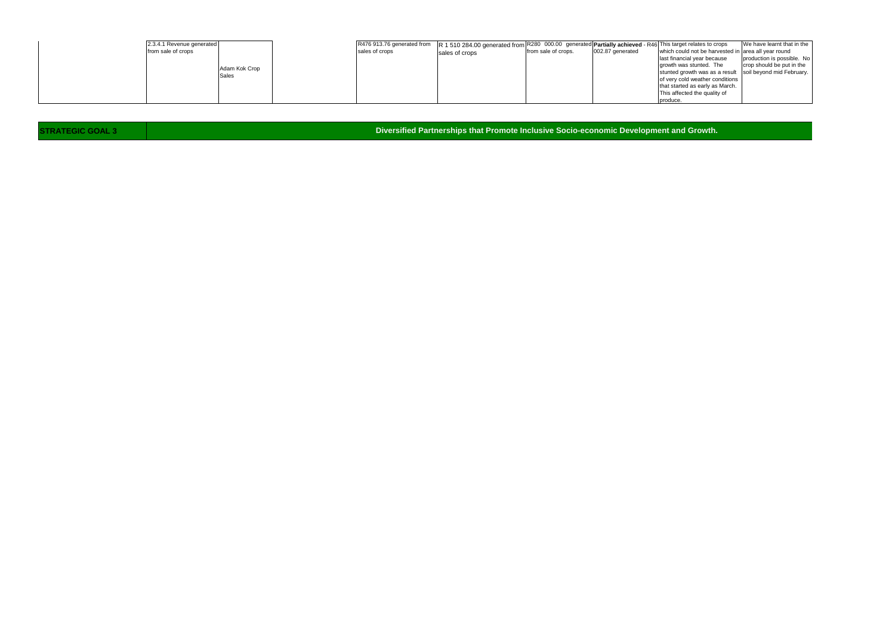| | | | | | | | | | |
|---|---|---|---|---|---|---|---|---|---|
| | 2.3.4.1 Revenue generated from sale of crops | Adam Kok Crop Sales | | R476 913.76 generated from sales of crops | R 1 510 284.00 generated from sales of crops | R280 000.00 generated from sale of crops. | **Partially achieved** - R46 002.87 generated | This target relates to crops which could not be harvested in last financial year because growth was stunted. The stunted growth was as a result of very cold weather conditions that started as early as March. This affected the quality of produce. | We have learnt that in the area all year round production is possible. No crop should be put in the soil beyond mid February. |

| **STRATEGIC GOAL 3** | **Diversified Partnerships that Promote Inclusive Socio-economic Development and Growth.** |
|---|---|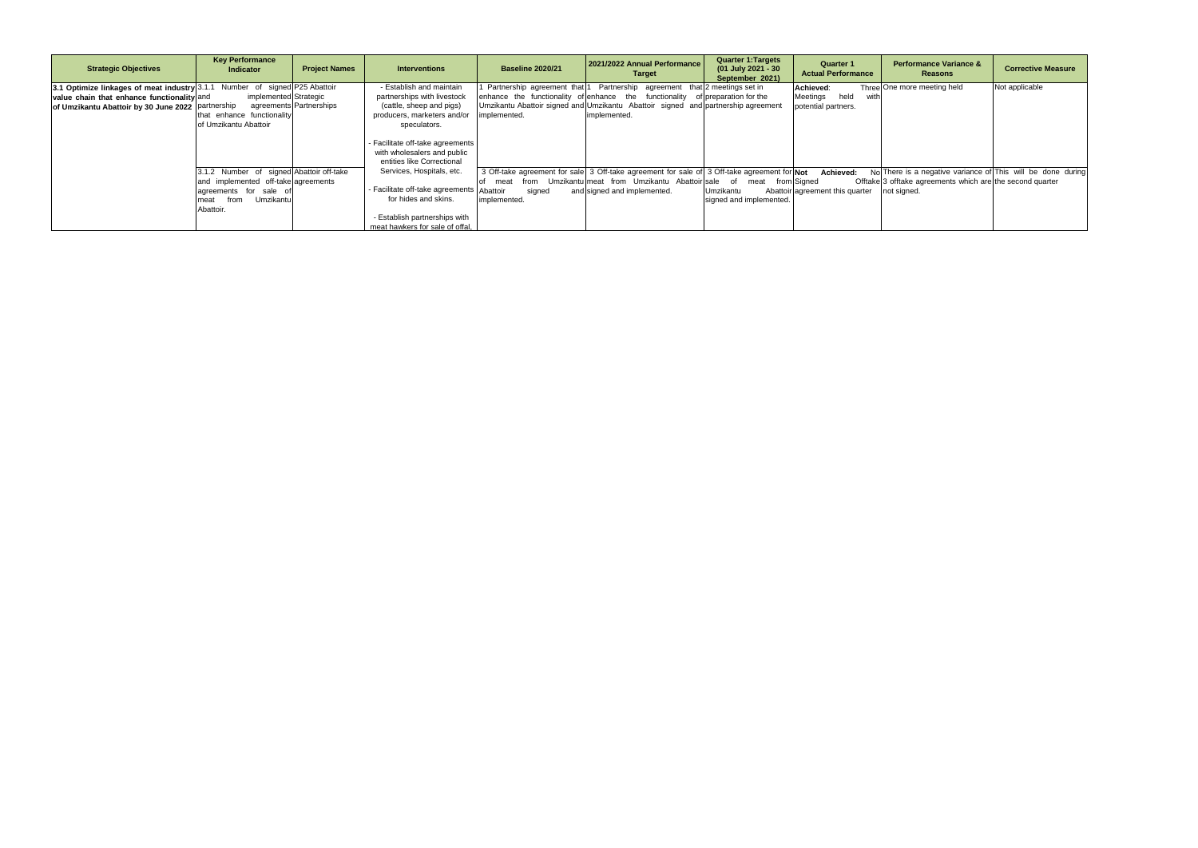| Strategic Objectives | Key Performance Indicator | Project Names | Interventions | Baseline 2020/21 | 2021/2022 Annual Performance Target | Quarter 1:Targets (01 July 2021 - 30 September 2021) | Quarter 1 Actual Performance | Performance Variance & Reasons | Corrective Measure |
|---|---|---|---|---|---|---|---|---|---|
| **3.1 Optimize linkages of meat industry value chain that enhance functionality of Umzikantu Abattoir by 30 June 2022** | 3.1.1 Number of signed and implemented partnership agreements that enhance functionality of Umzikantu Abattoir | P25 Abattoir Strategic Partnerships | - Establish and maintain partnerships with livestock (cattle, sheep and pigs) producers, marketers and/or speculators.<br>- Facilitate off-take agreements with wholesalers and public entities like Correctional Services, Hospitals, etc.<br>- Facilitate off-take agreements for hides and skins.<br>- Establish partnerships with meat hawkers for sale of offal, | 1 Partnership agreement that enhance the functionality of Umzikantu Abattoir signed and implemented. | 1 Partnership agreement that enhance the functionality of Umzikantu Abattoir signed and implemented. | 2 meetings set in preparation for the partnership agreement | **Achieved**: Three Meetings held with potential partners. | One more meeting held | Not applicable |
| | 3.1.2 Number of signed and implemented off-take agreements for sale of meat from Umzikantu Abattoir. | Abattoir off-take agreements | | 3 Off-take agreement for sale of meat from Umzikantu Abattoir signed and implemented. | 3 Off-take agreement for sale of meat from Umzikantu Abattoir signed and implemented. | 3 Off-take agreement for sale of meat from Umzikantu Abattoir signed and implemented. | **Not Achieved:** No Signed Offtake agreement this quarter | There is a negative variance of 3 offtake agreements which are not signed. | This will be done during the second quarter |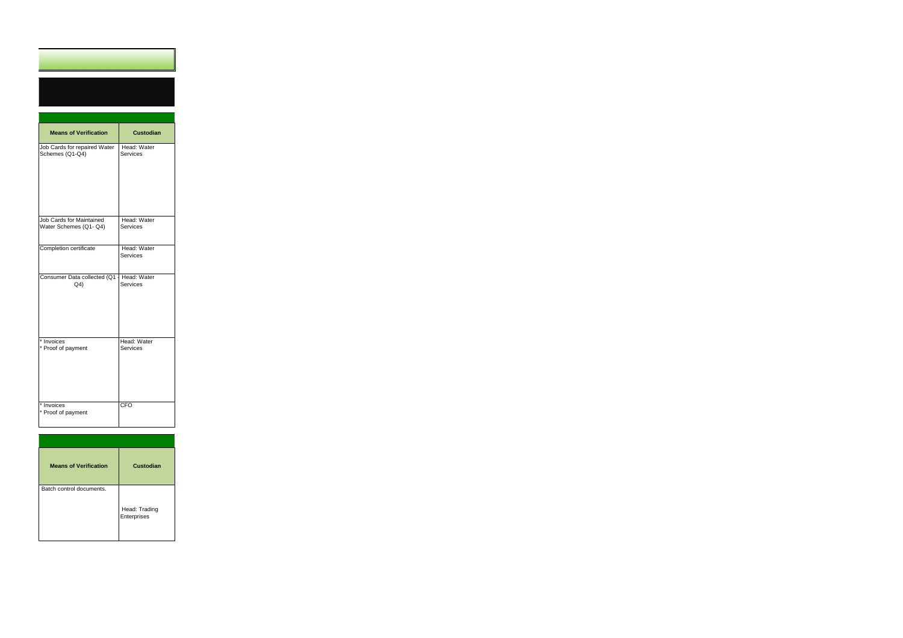| Means of Verification | Custodian |
|---|---|
| Job Cards for repaired Water Schemes (Q1-Q4) | Head: Water Services |
| Job Cards for Maintained Water Schemes (Q1- Q4) | Head: Water Services |
| Completion certificate | Head: Water Services |
| Consumer Data collected (Q1 - Q4) | Head: Water Services |
| * Invoices<br>* Proof of payment | Head: Water Services |
| * Invoices<br>* Proof of payment | CFO |

| Means of Verification | Custodian |
|---|---|
| Batch control documents. | Head: Trading Enterprises |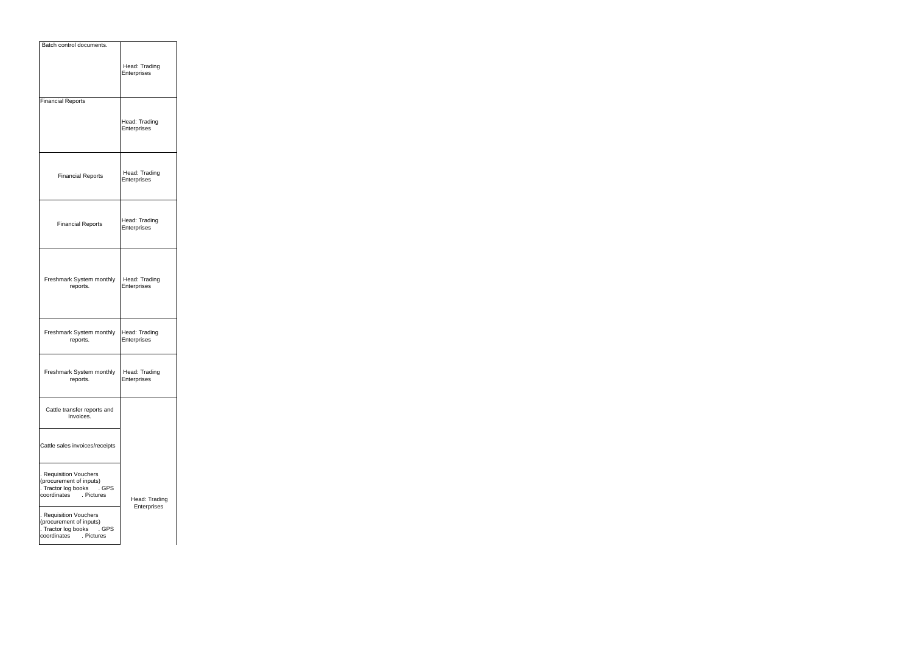| | |
|---|---|
| Batch control documents. | Head: Trading Enterprises |
| Financial Reports | Head: Trading Enterprises |
| Financial Reports | Head: Trading Enterprises |
| Financial Reports | Head: Trading Enterprises |
| Freshmark System monthly reports. | Head: Trading Enterprises |
| Freshmark System monthly reports. | Head: Trading Enterprises |
| Freshmark System monthly reports. | Head: Trading Enterprises |
| Cattle transfer reports and Invoices. | Head: Trading Enterprises |
| Cattle sales invoices/receipts | |
| . Requisition Vouchers (procurement of inputs) . Tractor log books . GPS coordinates . Pictures | |
| . Requisition Vouchers (procurement of inputs) . Tractor log books . GPS coordinates . Pictures | |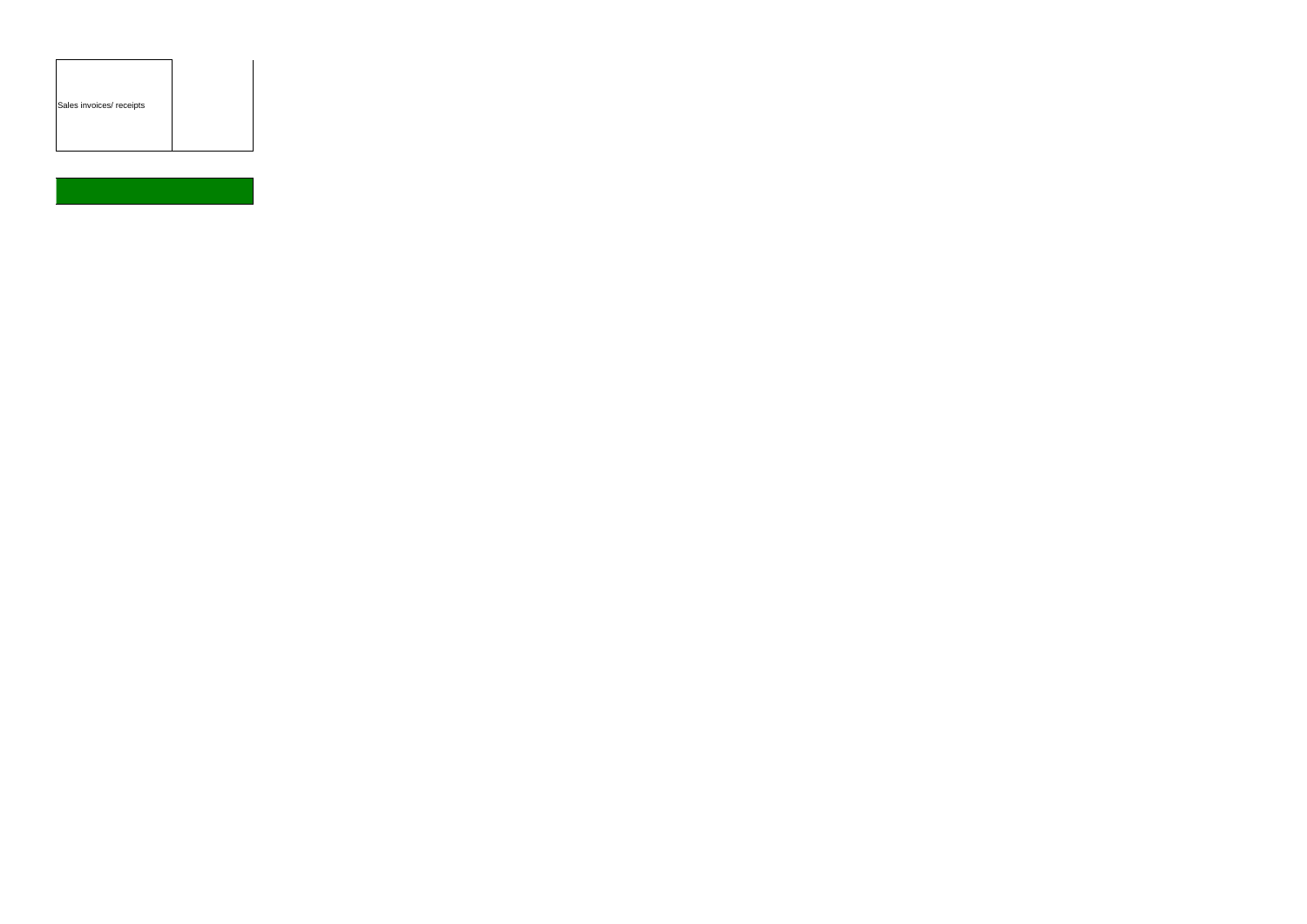| Sales invoices/ receipts | |
| --- | --- |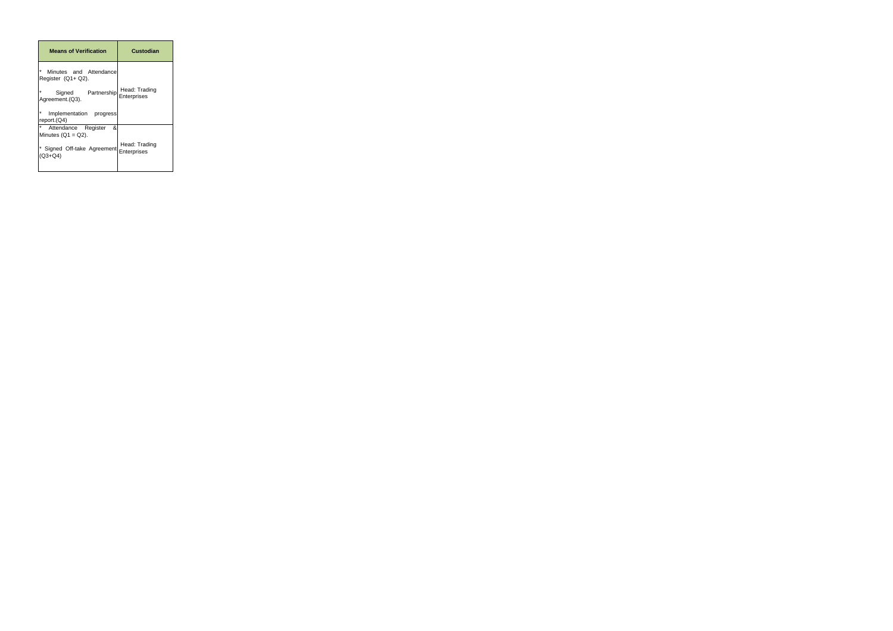| Means of Verification | Custodian |
|---|---|
| * Minutes and Attendance Register (Q1+ Q2).<br>* Signed Partnership Agreement.(Q3).<br>* Implementation progress report.(Q4) | Head: Trading Enterprises |
| * Attendance Register & Minutes (Q1 = Q2).<br>* Signed Off-take Agreement (Q3+Q4) | Head: Trading Enterprises |